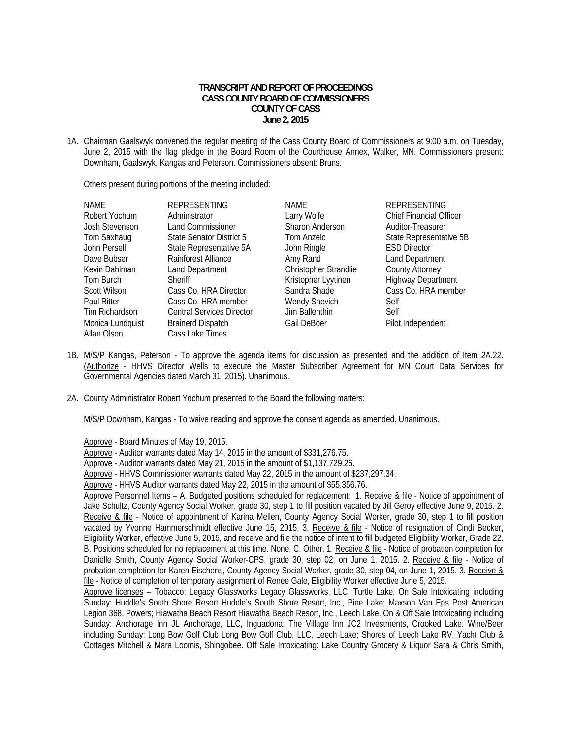**TRANSCRIPT AND REPORT OF PROCEEDINGS**
**CASS COUNTY BOARD OF COMMISSIONERS**
**COUNTY OF CASS**
**June 2, 2015**

1A. Chairman Gaalswyk convened the regular meeting of the Cass County Board of Commissioners at 9:00 a.m. on Tuesday, June 2, 2015 with the flag pledge in the Board Room of the Courthouse Annex, Walker, MN. Commissioners present: Downham, Gaalswyk, Kangas and Peterson. Commissioners absent: Bruns.

Others present during portions of the meeting included:

| NAME | REPRESENTING | NAME | REPRESENTING |
|---|---|---|---|
| Robert Yochum | Administrator | Larry Wolfe | Chief Financial Officer |
| Josh Stevenson | Land Commissioner | Sharon Anderson | Auditor-Treasurer |
| Tom Saxhaug | State Senator District 5 | Tom Anzelc | State Representative 5B |
| John Persell | State Representative 5A | John Ringle | ESD Director |
| Dave Bubser | Rainforest Alliance | Amy Rand | Land Department |
| Kevin Dahlman | Land Department | Christopher Strandlie | County Attorney |
| Tom Burch | Sheriff | Kristopher Lyytinen | Highway Department |
| Scott Wilson | Cass Co. HRA Director | Sandra Shade | Cass Co. HRA member |
| Paul Ritter | Cass Co. HRA member | Wendy Shevich | Self |
| Tim Richardson | Central Services Director | Jim Ballenthin | Self |
| Monica Lundquist | Brainerd Dispatch | Gail DeBoer | Pilot Independent |
| Allan Olson | Cass Lake Times | | |

1B. M/S/P Kangas, Peterson - To approve the agenda items for discussion as presented and the addition of Item 2A.22. (Authorize - HHVS Director Wells to execute the Master Subscriber Agreement for MN Court Data Services for Governmental Agencies dated March 31, 2015). Unanimous.

2A. County Administrator Robert Yochum presented to the Board the following matters:

M/S/P Downham, Kangas - To waive reading and approve the consent agenda as amended. Unanimous.

Approve - Board Minutes of May 19, 2015.
Approve - Auditor warrants dated May 14, 2015 in the amount of $331,276.75.
Approve - Auditor warrants dated May 21, 2015 in the amount of $1,137,729.26.
Approve - HHVS Commissioner warrants dated May 22, 2015 in the amount of $237,297.34.
Approve - HHVS Auditor warrants dated May 22, 2015 in the amount of $55,356.76.
Approve Personnel Items – A. Budgeted positions scheduled for replacement: 1. Receive & file - Notice of appointment of Jake Schultz, County Agency Social Worker, grade 30, step 1 to fill position vacated by Jill Geroy effective June 9, 2015. 2. Receive & file - Notice of appointment of Karina Mellen, County Agency Social Worker, grade 30, step 1 to fill position vacated by Yvonne Hammerschmidt effective June 15, 2015. 3. Receive & file - Notice of resignation of Cindi Becker, Eligibility Worker, effective June 5, 2015, and receive and file the notice of intent to fill budgeted Eligibility Worker, Grade 22. B. Positions scheduled for no replacement at this time. None. C. Other. 1. Receive & file - Notice of probation completion for Danielle Smith, County Agency Social Worker-CPS, grade 30, step 02, on June 1, 2015. 2. Receive & file - Notice of probation completion for Karen Eischens, County Agency Social Worker, grade 30, step 04, on June 1, 2015. 3. Receive & file - Notice of completion of temporary assignment of Renee Gale, Eligibility Worker effective June 5, 2015.
Approve licenses – Tobacco: Legacy Glassworks Legacy Glassworks, LLC, Turtle Lake. On Sale Intoxicating including Sunday: Huddle's South Shore Resort Huddle's South Shore Resort, Inc., Pine Lake; Maxson Van Eps Post American Legion 368, Powers; Hiawatha Beach Resort Hiawatha Beach Resort, Inc., Leech Lake. On & Off Sale Intoxicating including Sunday: Anchorage Inn JL Anchorage, LLC, Inguadona; The Village Inn JC2 Investments, Crooked Lake. Wine/Beer including Sunday: Long Bow Golf Club Long Bow Golf Club, LLC, Leech Lake; Shores of Leech Lake RV, Yacht Club & Cottages Mitchell & Mara Loomis, Shingobee. Off Sale Intoxicating: Lake Country Grocery & Liquor Sara & Chris Smith,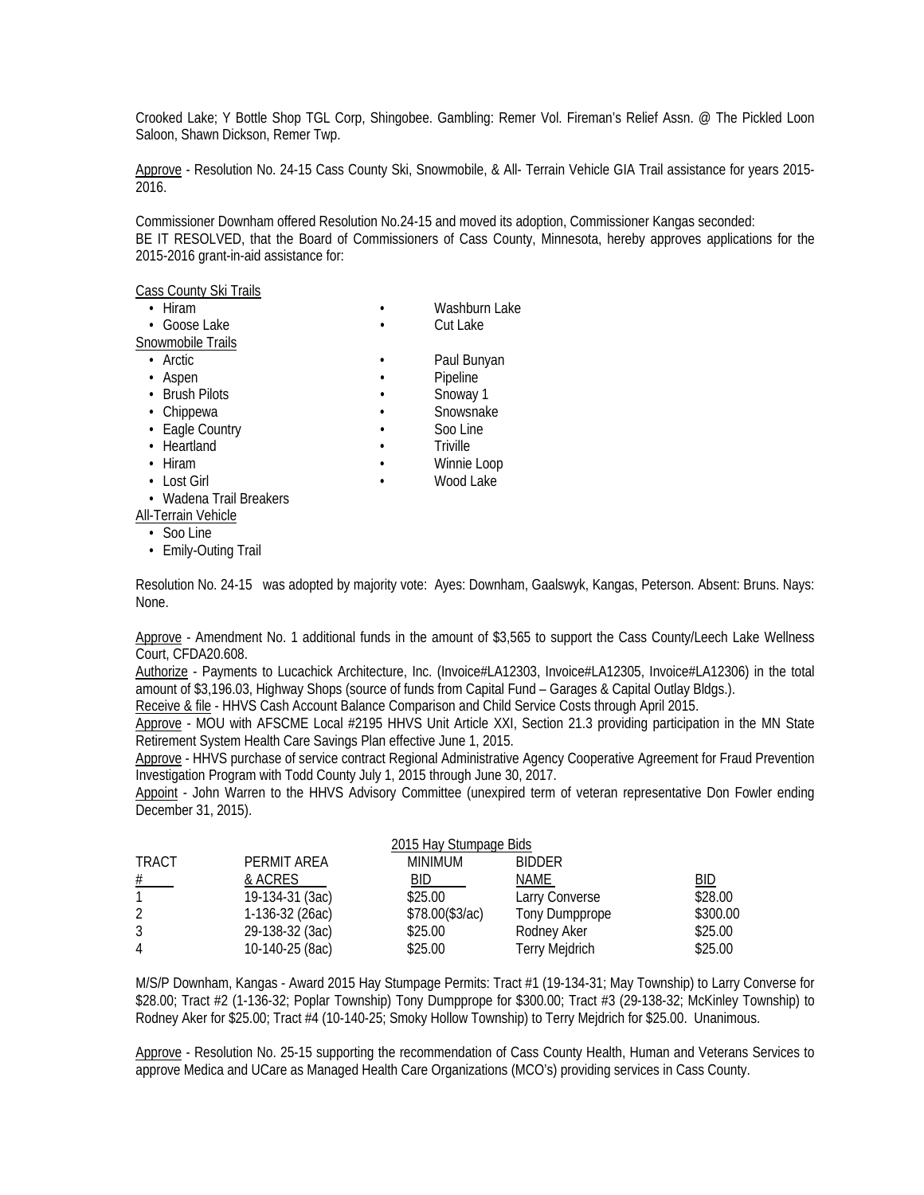Crooked Lake; Y Bottle Shop TGL Corp, Shingobee. Gambling: Remer Vol. Fireman's Relief Assn. @ The Pickled Loon Saloon, Shawn Dickson, Remer Twp.

Approve - Resolution No. 24-15 Cass County Ski, Snowmobile, & All- Terrain Vehicle GIA Trail assistance for years 2015-2016.

Commissioner Downham offered Resolution No.24-15 and moved its adoption, Commissioner Kangas seconded:
BE IT RESOLVED, that the Board of Commissioners of Cass County, Minnesota, hereby approves applications for the 2015-2016 grant-in-aid assistance for:

Cass County Ski Trails

- Hiram
- Goose Lake
- Washburn Lake
- Cut Lake

Snowmobile Trails

- Arctic
- Aspen
- Brush Pilots
- Chippewa
- Eagle Country
- Heartland
- Hiram
- Lost Girl
- Wadena Trail Breakers
- Paul Bunyan
- Pipeline
- Snoway 1
- Snowsnake
- Soo Line
- Triville
- Winnie Loop
- Wood Lake

All-Terrain Vehicle

- Soo Line
- Emily-Outing Trail

Resolution No. 24-15 was adopted by majority vote: Ayes: Downham, Gaalswyk, Kangas, Peterson. Absent: Bruns. Nays: None.

Approve - Amendment No. 1 additional funds in the amount of $3,565 to support the Cass County/Leech Lake Wellness Court, CFDA20.608.
Authorize - Payments to Lucachick Architecture, Inc. (Invoice#LA12303, Invoice#LA12305, Invoice#LA12306) in the total amount of $3,196.03, Highway Shops (source of funds from Capital Fund – Garages & Capital Outlay Bldgs.).
Receive & file - HHVS Cash Account Balance Comparison and Child Service Costs through April 2015.
Approve - MOU with AFSCME Local #2195 HHVS Unit Article XXI, Section 21.3 providing participation in the MN State Retirement System Health Care Savings Plan effective June 1, 2015.
Approve - HHVS purchase of service contract Regional Administrative Agency Cooperative Agreement for Fraud Prevention Investigation Program with Todd County July 1, 2015 through June 30, 2017.
Appoint - John Warren to the HHVS Advisory Committee (unexpired term of veteran representative Don Fowler ending December 31, 2015).

2015 Hay Stumpage Bids

| TRACT # | PERMIT AREA & ACRES | MINIMUM BID | BIDDER NAME | BID |
|---|---|---|---|---|
| 1 | 19-134-31 (3ac) | $25.00 | Larry Converse | $28.00 |
| 2 | 1-136-32 (26ac) | $78.00($3/ac) | Tony Dumpprope | $300.00 |
| 3 | 29-138-32 (3ac) | $25.00 | Rodney Aker | $25.00 |
| 4 | 10-140-25 (8ac) | $25.00 | Terry Mejdrich | $25.00 |

M/S/P Downham, Kangas - Award 2015 Hay Stumpage Permits: Tract #1 (19-134-31; May Township) to Larry Converse for $28.00; Tract #2 (1-136-32; Poplar Township) Tony Dumpprope for $300.00; Tract #3 (29-138-32; McKinley Township) to Rodney Aker for $25.00; Tract #4 (10-140-25; Smoky Hollow Township) to Terry Mejdrich for $25.00. Unanimous.

Approve - Resolution No. 25-15 supporting the recommendation of Cass County Health, Human and Veterans Services to approve Medica and UCare as Managed Health Care Organizations (MCO's) providing services in Cass County.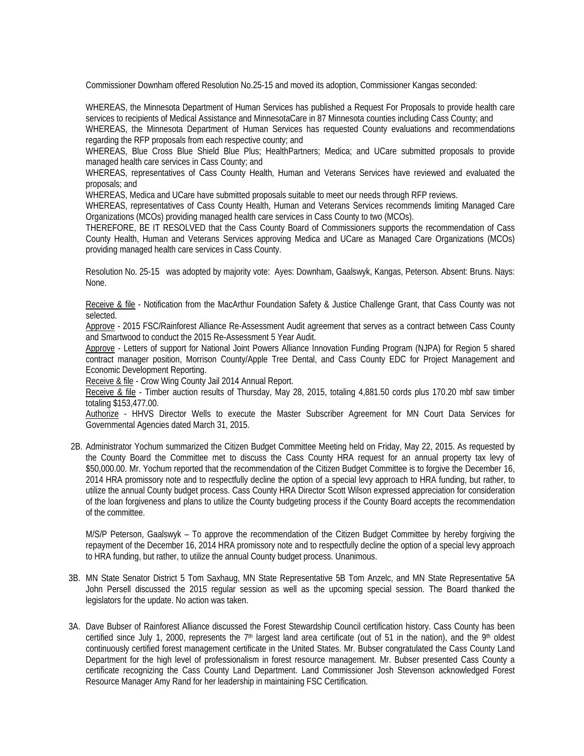Commissioner Downham offered Resolution No.25-15 and moved its adoption, Commissioner Kangas seconded:

WHEREAS, the Minnesota Department of Human Services has published a Request For Proposals to provide health care services to recipients of Medical Assistance and MinnesotaCare in 87 Minnesota counties including Cass County; and
WHEREAS, the Minnesota Department of Human Services has requested County evaluations and recommendations regarding the RFP proposals from each respective county; and
WHEREAS, Blue Cross Blue Shield Blue Plus; HealthPartners; Medica; and UCare submitted proposals to provide managed health care services in Cass County; and
WHEREAS, representatives of Cass County Health, Human and Veterans Services have reviewed and evaluated the proposals; and
WHEREAS, Medica and UCare have submitted proposals suitable to meet our needs through RFP reviews.
WHEREAS, representatives of Cass County Health, Human and Veterans Services recommends limiting Managed Care Organizations (MCOs) providing managed health care services in Cass County to two (MCOs).
THEREFORE, BE IT RESOLVED that the Cass County Board of Commissioners supports the recommendation of Cass County Health, Human and Veterans Services approving Medica and UCare as Managed Care Organizations (MCOs) providing managed health care services in Cass County.

Resolution No. 25-15 was adopted by majority vote: Ayes: Downham, Gaalswyk, Kangas, Peterson. Absent: Bruns. Nays: None.

Receive & file - Notification from the MacArthur Foundation Safety & Justice Challenge Grant, that Cass County was not selected.
Approve - 2015 FSC/Rainforest Alliance Re-Assessment Audit agreement that serves as a contract between Cass County and Smartwood to conduct the 2015 Re-Assessment 5 Year Audit.
Approve - Letters of support for National Joint Powers Alliance Innovation Funding Program (NJPA) for Region 5 shared contract manager position, Morrison County/Apple Tree Dental, and Cass County EDC for Project Management and Economic Development Reporting.
Receive & file - Crow Wing County Jail 2014 Annual Report.
Receive & file - Timber auction results of Thursday, May 28, 2015, totaling 4,881.50 cords plus 170.20 mbf saw timber totaling $153,477.00.
Authorize - HHVS Director Wells to execute the Master Subscriber Agreement for MN Court Data Services for Governmental Agencies dated March 31, 2015.

2B. Administrator Yochum summarized the Citizen Budget Committee Meeting held on Friday, May 22, 2015. As requested by the County Board the Committee met to discuss the Cass County HRA request for an annual property tax levy of $50,000.00. Mr. Yochum reported that the recommendation of the Citizen Budget Committee is to forgive the December 16, 2014 HRA promissory note and to respectfully decline the option of a special levy approach to HRA funding, but rather, to utilize the annual County budget process. Cass County HRA Director Scott Wilson expressed appreciation for consideration of the loan forgiveness and plans to utilize the County budgeting process if the County Board accepts the recommendation of the committee.

M/S/P Peterson, Gaalswyk – To approve the recommendation of the Citizen Budget Committee by hereby forgiving the repayment of the December 16, 2014 HRA promissory note and to respectfully decline the option of a special levy approach to HRA funding, but rather, to utilize the annual County budget process. Unanimous.

3B. MN State Senator District 5 Tom Saxhaug, MN State Representative 5B Tom Anzelc, and MN State Representative 5A John Persell discussed the 2015 regular session as well as the upcoming special session. The Board thanked the legislators for the update. No action was taken.

3A. Dave Bubser of Rainforest Alliance discussed the Forest Stewardship Council certification history. Cass County has been certified since July 1, 2000, represents the 7th largest land area certificate (out of 51 in the nation), and the 9th oldest continuously certified forest management certificate in the United States. Mr. Bubser congratulated the Cass County Land Department for the high level of professionalism in forest resource management. Mr. Bubser presented Cass County a certificate recognizing the Cass County Land Department. Land Commissioner Josh Stevenson acknowledged Forest Resource Manager Amy Rand for her leadership in maintaining FSC Certification.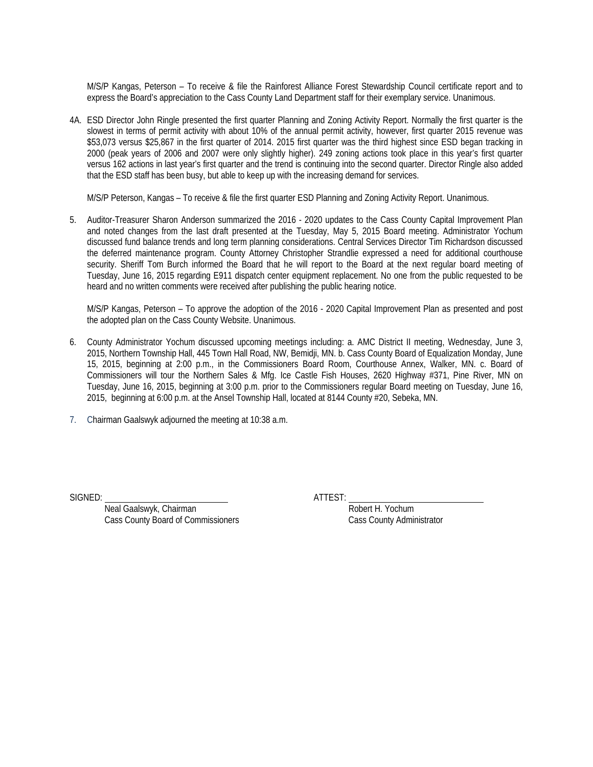M/S/P Kangas, Peterson – To receive & file the Rainforest Alliance Forest Stewardship Council certificate report and to express the Board's appreciation to the Cass County Land Department staff for their exemplary service. Unanimous.

4A. ESD Director John Ringle presented the first quarter Planning and Zoning Activity Report. Normally the first quarter is the slowest in terms of permit activity with about 10% of the annual permit activity, however, first quarter 2015 revenue was $53,073 versus $25,867 in the first quarter of 2014. 2015 first quarter was the third highest since ESD began tracking in 2000 (peak years of 2006 and 2007 were only slightly higher). 249 zoning actions took place in this year's first quarter versus 162 actions in last year's first quarter and the trend is continuing into the second quarter. Director Ringle also added that the ESD staff has been busy, but able to keep up with the increasing demand for services.

M/S/P Peterson, Kangas – To receive & file the first quarter ESD Planning and Zoning Activity Report. Unanimous.

5. Auditor-Treasurer Sharon Anderson summarized the 2016 - 2020 updates to the Cass County Capital Improvement Plan and noted changes from the last draft presented at the Tuesday, May 5, 2015 Board meeting. Administrator Yochum discussed fund balance trends and long term planning considerations. Central Services Director Tim Richardson discussed the deferred maintenance program. County Attorney Christopher Strandlie expressed a need for additional courthouse security. Sheriff Tom Burch informed the Board that he will report to the Board at the next regular board meeting of Tuesday, June 16, 2015 regarding E911 dispatch center equipment replacement. No one from the public requested to be heard and no written comments were received after publishing the public hearing notice.

M/S/P Kangas, Peterson – To approve the adoption of the 2016 - 2020 Capital Improvement Plan as presented and post the adopted plan on the Cass County Website. Unanimous.

6. County Administrator Yochum discussed upcoming meetings including: a. AMC District II meeting, Wednesday, June 3, 2015, Northern Township Hall, 445 Town Hall Road, NW, Bemidji, MN. b. Cass County Board of Equalization Monday, June 15, 2015, beginning at 2:00 p.m., in the Commissioners Board Room, Courthouse Annex, Walker, MN. c. Board of Commissioners will tour the Northern Sales & Mfg. Ice Castle Fish Houses, 2620 Highway #371, Pine River, MN on Tuesday, June 16, 2015, beginning at 3:00 p.m. prior to the Commissioners regular Board meeting on Tuesday, June 16, 2015, beginning at 6:00 p.m. at the Ansel Township Hall, located at 8144 County #20, Sebeka, MN.

7. Chairman Gaalswyk adjourned the meeting at 10:38 a.m.

SIGNED: ____________________________
Neal Gaalswyk, Chairman
Cass County Board of Commissioners

ATTEST: ____________________________
Robert H. Yochum
Cass County Administrator